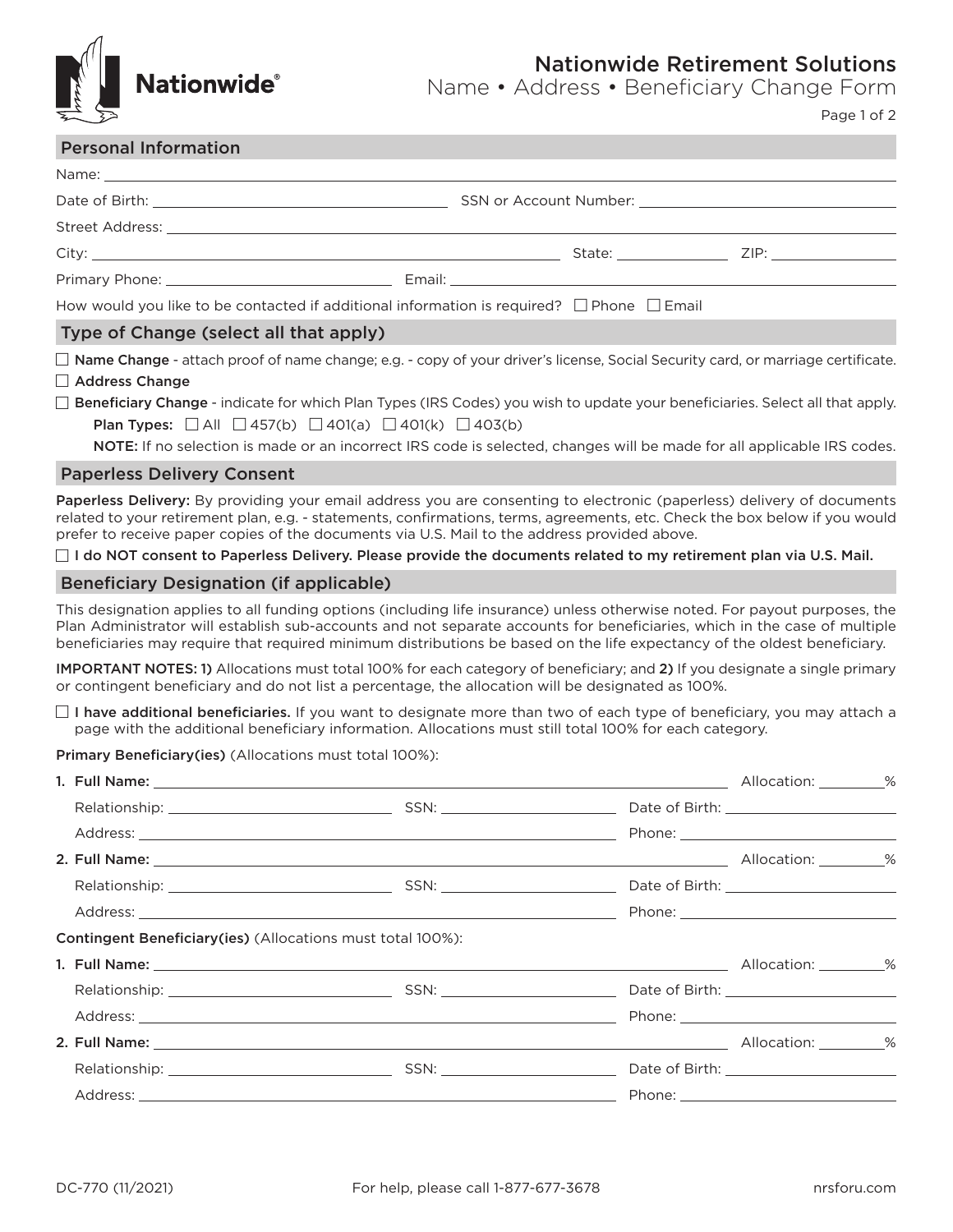# Nationwide Retirement Solutions

## Name • Address • Beneficiary Change Form

### Personal Information

Name: ____________________

Date of Birth: ____________________ SSN or Account Number: ____________________

Street Address: ____________________

City: ____________________ State: __________ ZIP: __________

Primary Phone: ____________________ Email: ____________________

How would you like to be contacted if additional information is required? ☐ Phone ☐ Email

### Type of Change (select all that apply)

☐ **Name Change** - attach proof of name change; e.g. - copy of your driver's license, Social Security card, or marriage certificate.

☐ **Address Change**

☐ **Beneficiary Change** - indicate for which Plan Types (IRS Codes) you wish to update your beneficiaries. Select all that apply.

**Plan Types:** ☐ All ☐ 457(b) ☐ 401(a) ☐ 401(k) ☐ 403(b)

**NOTE:** If no selection is made or an incorrect IRS code is selected, changes will be made for all applicable IRS codes.

### Paperless Delivery Consent

**Paperless Delivery:** By providing your email address you are consenting to electronic (paperless) delivery of documents related to your retirement plan, e.g. - statements, confirmations, terms, agreements, etc. Check the box below if you would prefer to receive paper copies of the documents via U.S. Mail to the address provided above.

☐ **I do NOT consent to Paperless Delivery. Please provide the documents related to my retirement plan via U.S. Mail.**

### Beneficiary Designation (if applicable)

This designation applies to all funding options (including life insurance) unless otherwise noted. For payout purposes, the Plan Administrator will establish sub-accounts and not separate accounts for beneficiaries, which in the case of multiple beneficiaries may require that required minimum distributions be based on the life expectancy of the oldest beneficiary.

**IMPORTANT NOTES: 1)** Allocations must total 100% for each category of beneficiary; and **2)** If you designate a single primary or contingent beneficiary and do not list a percentage, the allocation will be designated as 100%.

☐ **I have additional beneficiaries.** If you want to designate more than two of each type of beneficiary, you may attach a page with the additional beneficiary information. Allocations must still total 100% for each category.

**Primary Beneficiary(ies)** (Allocations must total 100%):

1. **Full Name:** ____________________ Allocation: ______%

   Relationship: ____________________ SSN: ____________________ Date of Birth: ____________________

   Address: ____________________ Phone: ____________________

2. **Full Name:** ____________________ Allocation: ______%

   Relationship: ____________________ SSN: ____________________ Date of Birth: ____________________

   Address: ____________________ Phone: ____________________

**Contingent Beneficiary(ies)** (Allocations must total 100%):

1. **Full Name:** ____________________ Allocation: ______%

   Relationship: ____________________ SSN: ____________________ Date of Birth: ____________________

   Address: ____________________ Phone: ____________________

2. **Full Name:** ____________________ Allocation: ______%

   Relationship: ____________________ SSN: ____________________ Date of Birth: ____________________

   Address: ____________________ Phone: ____________________

DC-770 (11/2021) For help, please call 1-877-677-3678 nrsforu.com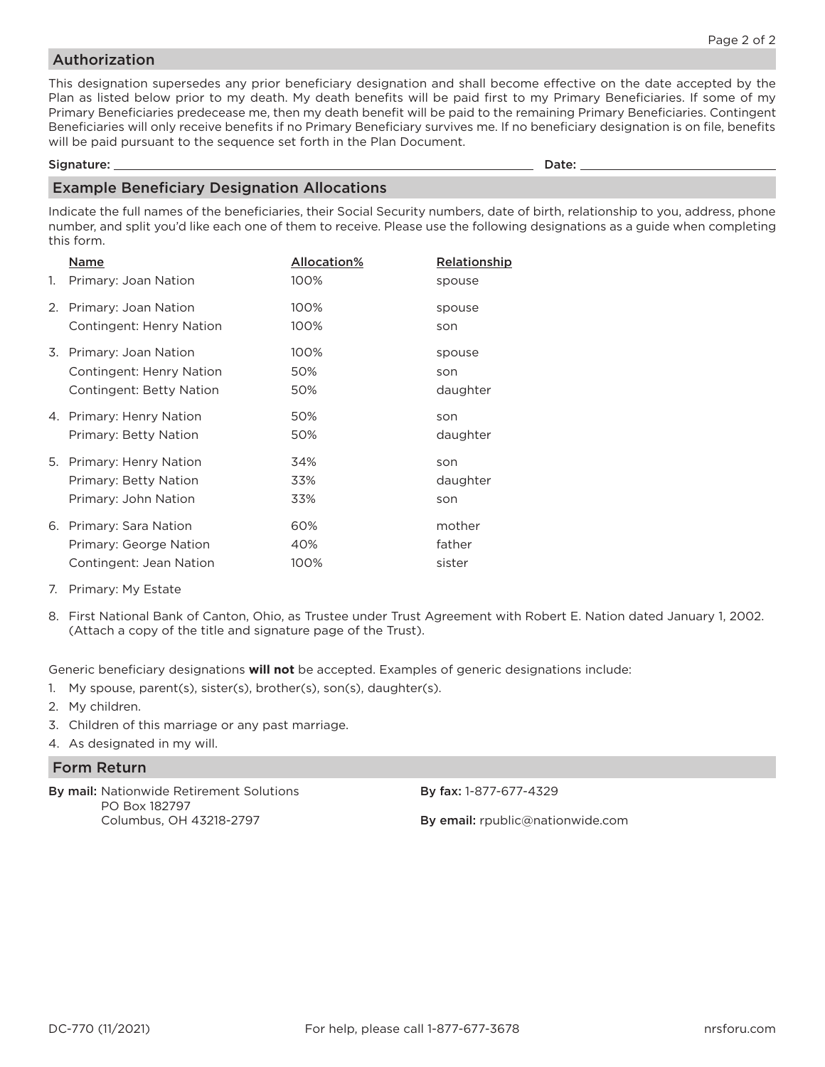## Authorization

This designation supersedes any prior beneficiary designation and shall become effective on the date accepted by the Plan as listed below prior to my death. My death benefits will be paid first to my Primary Beneficiaries. If some of my Primary Beneficiaries predecease me, then my death benefit will be paid to the remaining Primary Beneficiaries. Contingent Beneficiaries will only receive benefits if no Primary Beneficiary survives me. If no beneficiary designation is on file, benefits will be paid pursuant to the sequence set forth in the Plan Document.

Signature: ______________________________ Date: ______________

## Example Beneficiary Designation Allocations

Indicate the full names of the beneficiaries, their Social Security numbers, date of birth, relationship to you, address, phone number, and split you'd like each one of them to receive. Please use the following designations as a guide when completing this form.

| | Name | Allocation% | Relationship |
|---|---|---|---|
| 1. | Primary: Joan Nation | 100% | spouse |
| 2. | Primary: Joan Nation | 100% | spouse |
| | Contingent: Henry Nation | 100% | son |
| 3. | Primary: Joan Nation | 100% | spouse |
| | Contingent: Henry Nation | 50% | son |
| | Contingent: Betty Nation | 50% | daughter |
| 4. | Primary: Henry Nation | 50% | son |
| | Primary: Betty Nation | 50% | daughter |
| 5. | Primary: Henry Nation | 34% | son |
| | Primary: Betty Nation | 33% | daughter |
| | Primary: John Nation | 33% | son |
| 6. | Primary: Sara Nation | 60% | mother |
| | Primary: George Nation | 40% | father |
| | Contingent: Jean Nation | 100% | sister |

7. Primary: My Estate
8. First National Bank of Canton, Ohio, as Trustee under Trust Agreement with Robert E. Nation dated January 1, 2002. (Attach a copy of the title and signature page of the Trust).

Generic beneficiary designations **will not** be accepted. Examples of generic designations include:

1. My spouse, parent(s), sister(s), brother(s), son(s), daughter(s).
2. My children.
3. Children of this marriage or any past marriage.
4. As designated in my will.

## Form Return

**By mail:** Nationwide Retirement Solutions
PO Box 182797
Columbus, OH 43218-2797

**By fax:** 1-877-677-4329

**By email:** rpublic@nationwide.com

DC-770 (11/2021) For help, please call 1-877-677-3678 nrsforu.com